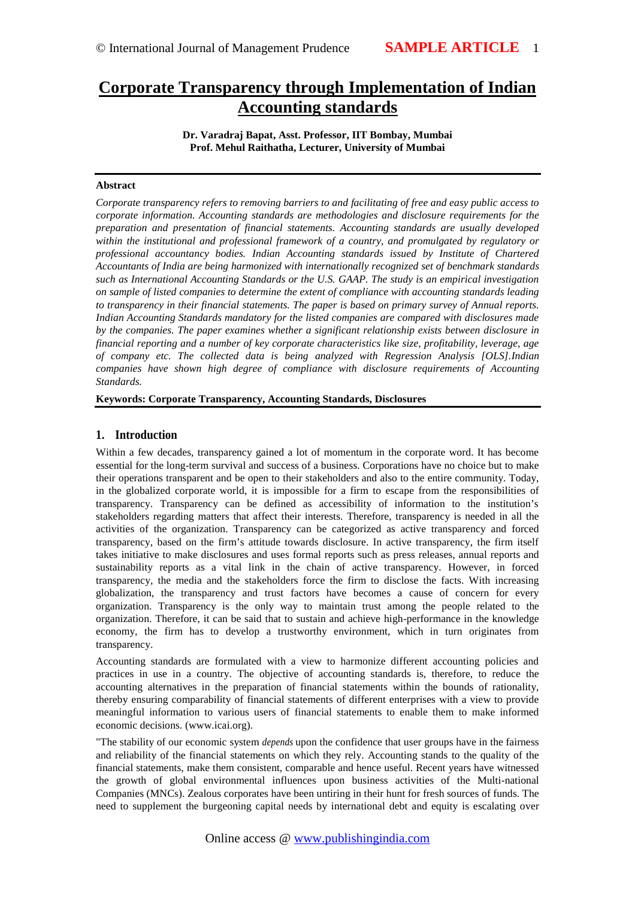# Corporate Transparency through Implementation of Indian Accounting standards

**Dr. Varadraj Bapat, Asst. Professor, IIT Bombay, Mumbai**
**Prof. Mehul Raithatha, Lecturer, University of Mumbai**

---

**Abstract**

*Corporate transparency refers to removing barriers to and facilitating of free and easy public access to corporate information. Accounting standards are methodologies and disclosure requirements for the preparation and presentation of financial statements. Accounting standards are usually developed within the institutional and professional framework of a country, and promulgated by regulatory or professional accountancy bodies. Indian Accounting standards issued by Institute of Chartered Accountants of India are being harmonized with internationally recognized set of benchmark standards such as International Accounting Standards or the U.S. GAAP. The study is an empirical investigation on sample of listed companies to determine the extent of compliance with accounting standards leading to transparency in their financial statements. The paper is based on primary survey of Annual reports. Indian Accounting Standards mandatory for the listed companies are compared with disclosures made by the companies. The paper examines whether a significant relationship exists between disclosure in financial reporting and a number of key corporate characteristics like size, profitability, leverage, age of company etc. The collected data is being analyzed with Regression Analysis [OLS].Indian companies have shown high degree of compliance with disclosure requirements of Accounting Standards.*

**Keywords: Corporate Transparency, Accounting Standards, Disclosures**

---

## 1. Introduction

Within a few decades, transparency gained a lot of momentum in the corporate word. It has become essential for the long-term survival and success of a business. Corporations have no choice but to make their operations transparent and be open to their stakeholders and also to the entire community. Today, in the globalized corporate world, it is impossible for a firm to escape from the responsibilities of transparency. Transparency can be defined as accessibility of information to the institution's stakeholders regarding matters that affect their interests. Therefore, transparency is needed in all the activities of the organization. Transparency can be categorized as active transparency and forced transparency, based on the firm's attitude towards disclosure. In active transparency, the firm itself takes initiative to make disclosures and uses formal reports such as press releases, annual reports and sustainability reports as a vital link in the chain of active transparency. However, in forced transparency, the media and the stakeholders force the firm to disclose the facts. With increasing globalization, the transparency and trust factors have becomes a cause of concern for every organization. Transparency is the only way to maintain trust among the people related to the organization. Therefore, it can be said that to sustain and achieve high-performance in the knowledge economy, the firm has to develop a trustworthy environment, which in turn originates from transparency.

Accounting standards are formulated with a view to harmonize different accounting policies and practices in use in a country. The objective of accounting standards is, therefore, to reduce the accounting alternatives in the preparation of financial statements within the bounds of rationality, thereby ensuring comparability of financial statements of different enterprises with a view to provide meaningful information to various users of financial statements to enable them to make informed economic decisions. (www.icai.org).

"The stability of our economic system *depends* upon the confidence that user groups have in the fairness and reliability of the financial statements on which they rely. Accounting stands to the quality of the financial statements, make them consistent, comparable and hence useful. Recent years have witnessed the growth of global environmental influences upon business activities of the Multi-national Companies (MNCs). Zealous corporates have been untiring in their hunt for fresh sources of funds. The need to supplement the burgeoning capital needs by international debt and equity is escalating over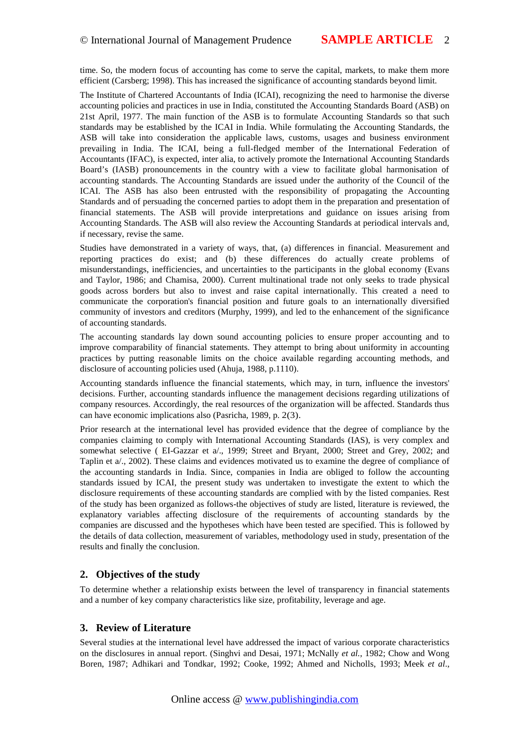time. So, the modern focus of accounting has come to serve the capital, markets, to make them more efficient (Carsberg; 1998). This has increased the significance of accounting standards beyond limit.

The Institute of Chartered Accountants of India (ICAI), recognizing the need to harmonise the diverse accounting policies and practices in use in India, constituted the Accounting Standards Board (ASB) on 21st April, 1977. The main function of the ASB is to formulate Accounting Standards so that such standards may be established by the ICAI in India. While formulating the Accounting Standards, the ASB will take into consideration the applicable laws, customs, usages and business environment prevailing in India. The ICAI, being a full-fledged member of the International Federation of Accountants (IFAC), is expected, inter alia, to actively promote the International Accounting Standards Board's (IASB) pronouncements in the country with a view to facilitate global harmonisation of accounting standards. The Accounting Standards are issued under the authority of the Council of the ICAI. The ASB has also been entrusted with the responsibility of propagating the Accounting Standards and of persuading the concerned parties to adopt them in the preparation and presentation of financial statements. The ASB will provide interpretations and guidance on issues arising from Accounting Standards. The ASB will also review the Accounting Standards at periodical intervals and, if necessary, revise the same.

Studies have demonstrated in a variety of ways, that, (a) differences in financial. Measurement and reporting practices do exist; and (b) these differences do actually create problems of misunderstandings, inefficiencies, and uncertainties to the participants in the global economy (Evans and Taylor, 1986; and Chamisa, 2000). Current multinational trade not only seeks to trade physical goods across borders but also to invest and raise capital internationally. This created a need to communicate the corporation's financial position and future goals to an internationally diversified community of investors and creditors (Murphy, 1999), and led to the enhancement of the significance of accounting standards.

The accounting standards lay down sound accounting policies to ensure proper accounting and to improve comparability of financial statements. They attempt to bring about uniformity in accounting practices by putting reasonable limits on the choice available regarding accounting methods, and disclosure of accounting policies used (Ahuja, 1988, p.1110).

Accounting standards influence the financial statements, which may, in turn, influence the investors' decisions. Further, accounting standards influence the management decisions regarding utilizations of company resources. Accordingly, the real resources of the organization will be affected. Standards thus can have economic implications also (Pasricha, 1989, p. 2(3).

Prior research at the international level has provided evidence that the degree of compliance by the companies claiming to comply with International Accounting Standards (IAS), is very complex and somewhat selective ( EI-Gazzar et a/., 1999; Street and Bryant, 2000; Street and Grey, 2002; and Taplin et a/., 2002). These claims and evidences motivated us to examine the degree of compliance of the accounting standards in India. Since, companies in India are obliged to follow the accounting standards issued by ICAI, the present study was undertaken to investigate the extent to which the disclosure requirements of these accounting standards are complied with by the listed companies. Rest of the study has been organized as follows-the objectives of study are listed, literature is reviewed, the explanatory variables affecting disclosure of the requirements of accounting standards by the companies are discussed and the hypotheses which have been tested are specified. This is followed by the details of data collection, measurement of variables, methodology used in study, presentation of the results and finally the conclusion.

## 2. Objectives of the study

To determine whether a relationship exists between the level of transparency in financial statements and a number of key company characteristics like size, profitability, leverage and age.

## 3. Review of Literature

Several studies at the international level have addressed the impact of various corporate characteristics on the disclosures in annual report. (Singhvi and Desai, 1971; McNally *et al.*, 1982; Chow and Wong Boren, 1987; Adhikari and Tondkar, 1992; Cooke, 1992; Ahmed and Nicholls, 1993; Meek *et al*.,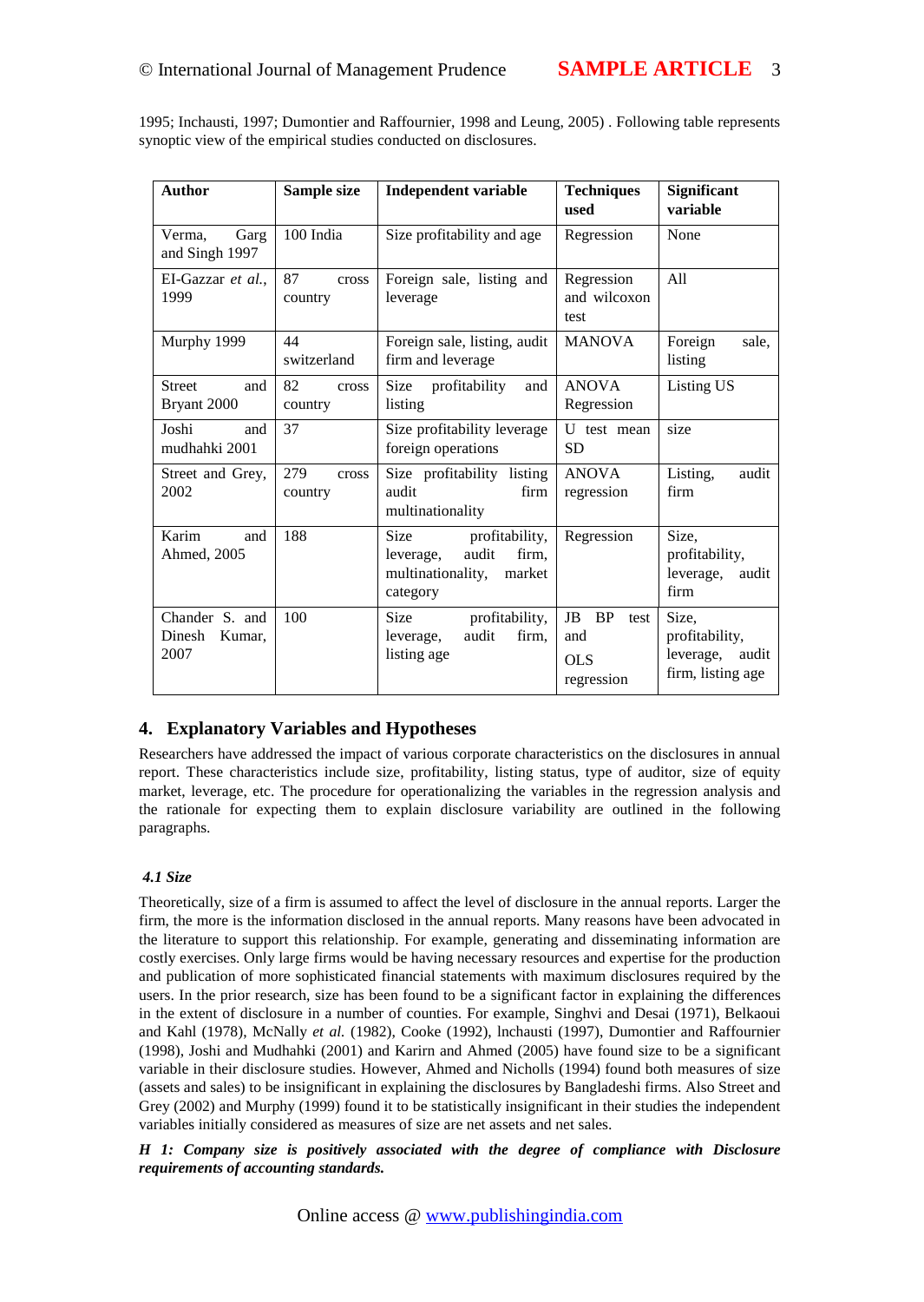1995; Inchausti, 1997; Dumontier and Raffournier, 1998 and Leung, 2005) . Following table represents synoptic view of the empirical studies conducted on disclosures.

| Author | Sample size | Independent variable | Techniques used | Significant variable |
|---|---|---|---|---|
| Verma, Garg and Singh 1997 | 100 India | Size profitability and age | Regression | None |
| EI-Gazzar *et al.*, 1999 | 87 cross country | Foreign sale, listing and leverage | Regression and wilcoxon test | All |
| Murphy 1999 | 44 switzerland | Foreign sale, listing, audit firm and leverage | MANOVA | Foreign sale, listing |
| Street and Bryant 2000 | 82 cross country | Size profitability and listing | ANOVA Regression | Listing US |
| Joshi and mudhahki 2001 | 37 | Size profitability leverage foreign operations | U test mean SD | size |
| Street and Grey, 2002 | 279 cross country | Size profitability listing audit firm multinationality | ANOVA regression | Listing, audit firm |
| Karim and Ahmed, 2005 | 188 | Size profitability, leverage, audit firm, multinationality, market category | Regression | Size, profitability, leverage, audit firm |
| Chander S. and Dinesh Kumar, 2007 | 100 | Size profitability, leverage, audit firm, listing age | JB BP test and OLS regression | Size, profitability, leverage, audit firm, listing age |

## 4. Explanatory Variables and Hypotheses

Researchers have addressed the impact of various corporate characteristics on the disclosures in annual report. These characteristics include size, profitability, listing status, type of auditor, size of equity market, leverage, etc. The procedure for operationalizing the variables in the regression analysis and the rationale for expecting them to explain disclosure variability are outlined in the following paragraphs.

### *4.1 Size*

Theoretically, size of a firm is assumed to affect the level of disclosure in the annual reports. Larger the firm, the more is the information disclosed in the annual reports. Many reasons have been advocated in the literature to support this relationship. For example, generating and disseminating information are costly exercises. Only large firms would be having necessary resources and expertise for the production and publication of more sophisticated financial statements with maximum disclosures required by the users. In the prior research, size has been found to be a significant factor in explaining the differences in the extent of disclosure in a number of counties. For example, Singhvi and Desai (1971), Belkaoui and Kahl (1978), McNally *et al.* (1982), Cooke (1992), lnchausti (1997), Dumontier and Raffournier (1998), Joshi and Mudhahki (2001) and Karirn and Ahmed (2005) have found size to be a significant variable in their disclosure studies. However, Ahmed and Nicholls (1994) found both measures of size (assets and sales) to be insignificant in explaining the disclosures by Bangladeshi firms. Also Street and Grey (2002) and Murphy (1999) found it to be statistically insignificant in their studies the independent variables initially considered as measures of size are net assets and net sales.

***H 1: Company size is positively associated with the degree of compliance with Disclosure requirements of accounting standards.***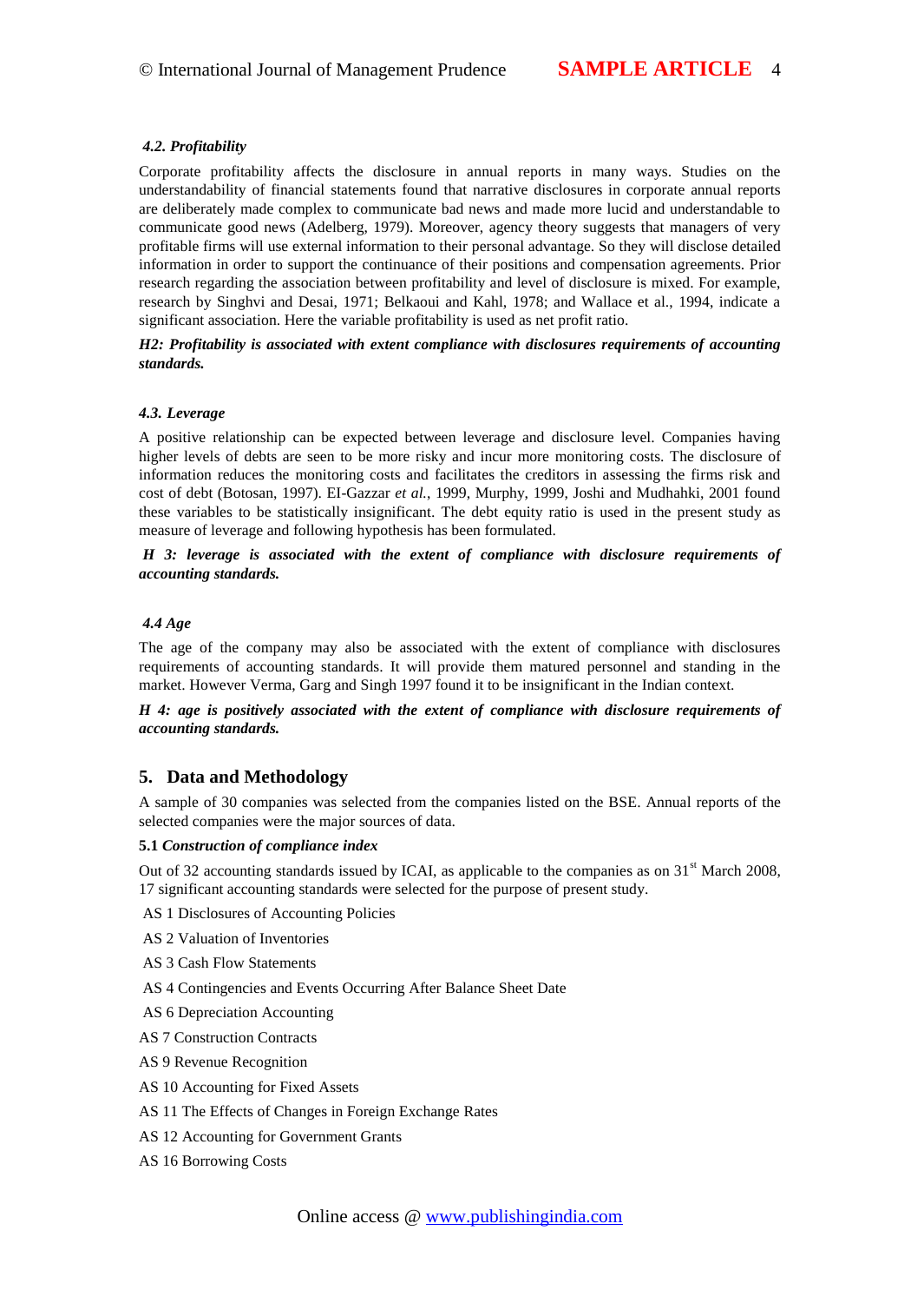### *4.2. Profitability*

Corporate profitability affects the disclosure in annual reports in many ways. Studies on the understandability of financial statements found that narrative disclosures in corporate annual reports are deliberately made complex to communicate bad news and made more lucid and understandable to communicate good news (Adelberg, 1979). Moreover, agency theory suggests that managers of very profitable firms will use external information to their personal advantage. So they will disclose detailed information in order to support the continuance of their positions and compensation agreements. Prior research regarding the association between profitability and level of disclosure is mixed. For example, research by Singhvi and Desai, 1971; Belkaoui and Kahl, 1978; and Wallace et al., 1994, indicate a significant association. Here the variable profitability is used as net profit ratio.

***H2: Profitability is associated with extent compliance with disclosures requirements of accounting standards.***

### *4.3. Leverage*

A positive relationship can be expected between leverage and disclosure level. Companies having higher levels of debts are seen to be more risky and incur more monitoring costs. The disclosure of information reduces the monitoring costs and facilitates the creditors in assessing the firms risk and cost of debt (Botosan, 1997). EI-Gazzar *et al.*, 1999, Murphy, 1999, Joshi and Mudhahki, 2001 found these variables to be statistically insignificant. The debt equity ratio is used in the present study as measure of leverage and following hypothesis has been formulated.

***H 3: leverage is associated with the extent of compliance with disclosure requirements of accounting standards.***

### *4.4 Age*

The age of the company may also be associated with the extent of compliance with disclosures requirements of accounting standards. It will provide them matured personnel and standing in the market. However Verma, Garg and Singh 1997 found it to be insignificant in the Indian context.

***H 4: age is positively associated with the extent of compliance with disclosure requirements of accounting standards.***

## 5. Data and Methodology

A sample of 30 companies was selected from the companies listed on the BSE. Annual reports of the selected companies were the major sources of data.

**5.1** ***Construction of compliance index***

Out of 32 accounting standards issued by ICAI, as applicable to the companies as on 31st March 2008, 17 significant accounting standards were selected for the purpose of present study.

AS 1 Disclosures of Accounting Policies

AS 2 Valuation of Inventories

AS 3 Cash Flow Statements

AS 4 Contingencies and Events Occurring After Balance Sheet Date

AS 6 Depreciation Accounting

AS 7 Construction Contracts

AS 9 Revenue Recognition

AS 10 Accounting for Fixed Assets

AS 11 The Effects of Changes in Foreign Exchange Rates

AS 12 Accounting for Government Grants

AS 16 Borrowing Costs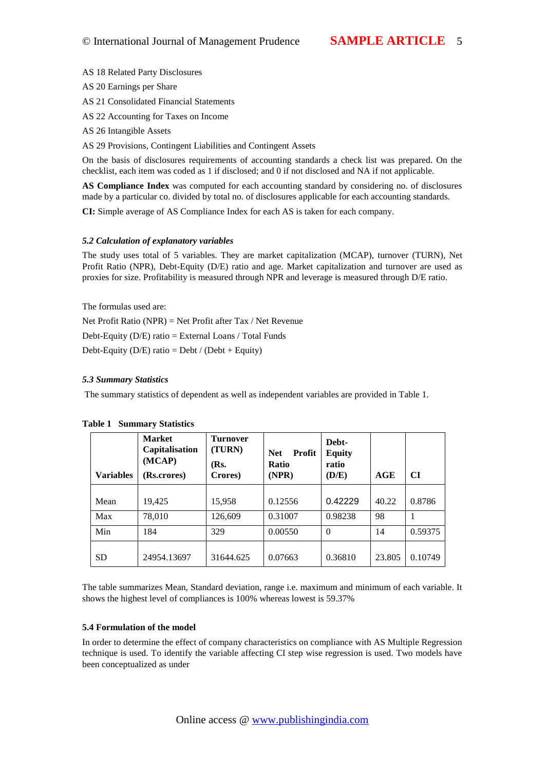AS 18 Related Party Disclosures

AS 20 Earnings per Share

AS 21 Consolidated Financial Statements

AS 22 Accounting for Taxes on Income

AS 26 Intangible Assets

AS 29 Provisions, Contingent Liabilities and Contingent Assets

On the basis of disclosures requirements of accounting standards a check list was prepared. On the checklist, each item was coded as 1 if disclosed; and 0 if not disclosed and NA if not applicable.

**AS Compliance Index** was computed for each accounting standard by considering no. of disclosures made by a particular co. divided by total no. of disclosures applicable for each accounting standards.

**CI:** Simple average of AS Compliance Index for each AS is taken for each company.

### *5.2 Calculation of explanatory variables*

The study uses total of 5 variables. They are market capitalization (MCAP), turnover (TURN), Net Profit Ratio (NPR), Debt-Equity (D/E) ratio and age. Market capitalization and turnover are used as proxies for size. Profitability is measured through NPR and leverage is measured through D/E ratio.

The formulas used are:

Net Profit Ratio (NPR) = Net Profit after Tax / Net Revenue

Debt-Equity (D/E) ratio = External Loans / Total Funds

Debt-Equity (D/E) ratio = Debt / (Debt + Equity)

### *5.3 Summary Statistics*

The summary statistics of dependent as well as independent variables are provided in Table 1.

**Table 1 Summary Statistics**

| Variables | Market Capitalisation (MCAP) (Rs.crores) | Turnover (TURN) (Rs. Crores) | Net Profit Ratio (NPR) | Debt-Equity ratio (D/E) | AGE | CI |
|---|---|---|---|---|---|---|
| Mean | 19,425 | 15,958 | 0.12556 | 0.42229 | 40.22 | 0.8786 |
| Max | 78,010 | 126,609 | 0.31007 | 0.98238 | 98 | 1 |
| Min | 184 | 329 | 0.00550 | 0 | 14 | 0.59375 |
| SD | 24954.13697 | 31644.625 | 0.07663 | 0.36810 | 23.805 | 0.10749 |

The table summarizes Mean, Standard deviation, range i.e. maximum and minimum of each variable. It shows the highest level of compliances is 100% whereas lowest is 59.37%

### 5.4 Formulation of the model

In order to determine the effect of company characteristics on compliance with AS Multiple Regression technique is used. To identify the variable affecting CI step wise regression is used. Two models have been conceptualized as under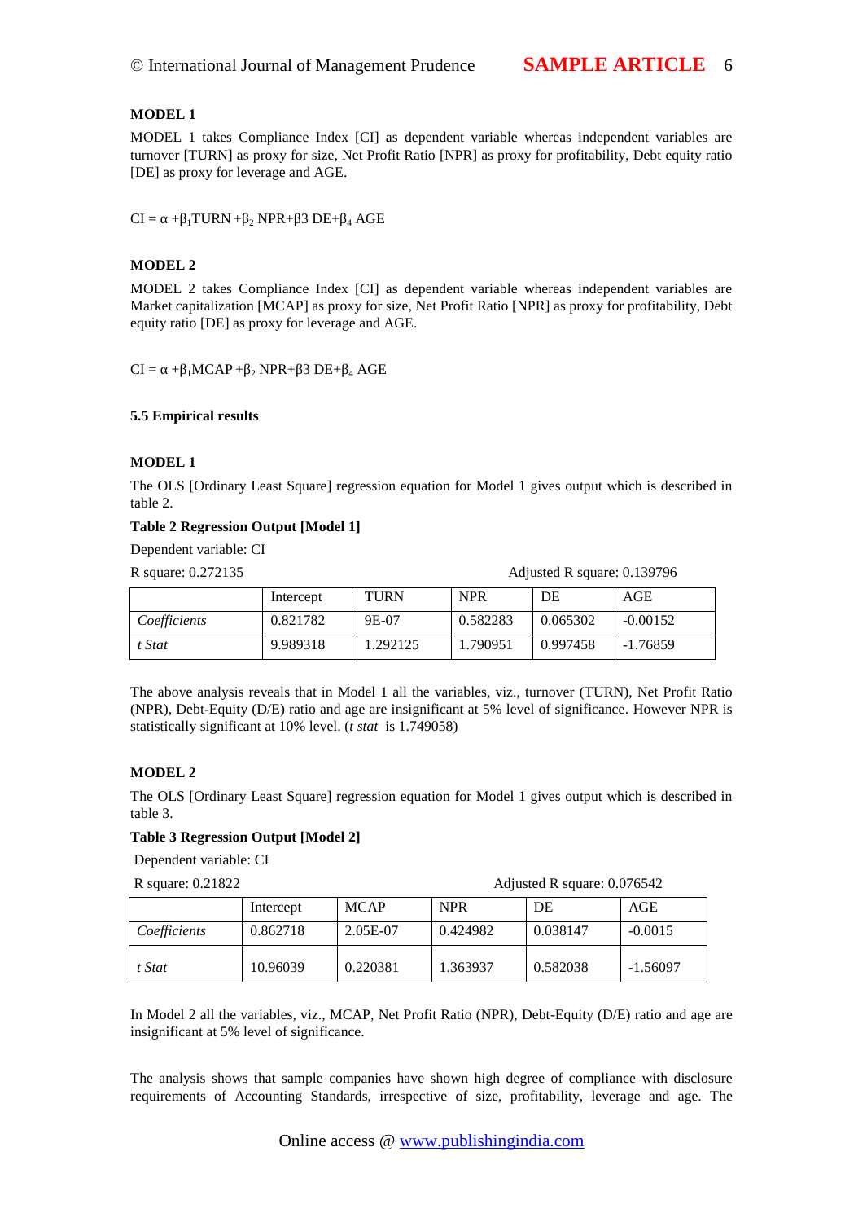**MODEL 1**

MODEL 1 takes Compliance Index [CI] as dependent variable whereas independent variables are turnover [TURN] as proxy for size, Net Profit Ratio [NPR] as proxy for profitability, Debt equity ratio [DE] as proxy for leverage and AGE.

$$CI = \alpha + \beta_1 TURN + \beta_2\ NPR + \beta 3\ DE + \beta_4\ AGE$$

**MODEL 2**

MODEL 2 takes Compliance Index [CI] as dependent variable whereas independent variables are Market capitalization [MCAP] as proxy for size, Net Profit Ratio [NPR] as proxy for profitability, Debt equity ratio [DE] as proxy for leverage and AGE.

$$CI = \alpha + \beta_1 MCAP + \beta_2\ NPR + \beta 3\ DE + \beta_4\ AGE$$

### 5.5 Empirical results

**MODEL 1**

The OLS [Ordinary Least Square] regression equation for Model 1 gives output which is described in table 2.

**Table 2 Regression Output [Model 1]**

Dependent variable: CI

R square: 0.272135 Adjusted R square: 0.139796

| | Intercept | TURN | NPR | DE | AGE |
|---|---|---|---|---|---|
| *Coefficients* | 0.821782 | 9E-07 | 0.582283 | 0.065302 | -0.00152 |
| *t Stat* | 9.989318 | 1.292125 | 1.790951 | 0.997458 | -1.76859 |

The above analysis reveals that in Model 1 all the variables, viz., turnover (TURN), Net Profit Ratio (NPR), Debt-Equity (D/E) ratio and age are insignificant at 5% level of significance. However NPR is statistically significant at 10% level. (*t stat* is 1.749058)

**MODEL 2**

The OLS [Ordinary Least Square] regression equation for Model 1 gives output which is described in table 3.

**Table 3 Regression Output [Model 2]**

Dependent variable: CI

R square: 0.21822 Adjusted R square: 0.076542

| | Intercept | MCAP | NPR | DE | AGE |
|---|---|---|---|---|---|
| *Coefficients* | 0.862718 | 2.05E-07 | 0.424982 | 0.038147 | -0.0015 |
| *t Stat* | 10.96039 | 0.220381 | 1.363937 | 0.582038 | -1.56097 |

In Model 2 all the variables, viz., MCAP, Net Profit Ratio (NPR), Debt-Equity (D/E) ratio and age are insignificant at 5% level of significance.

The analysis shows that sample companies have shown high degree of compliance with disclosure requirements of Accounting Standards, irrespective of size, profitability, leverage and age. The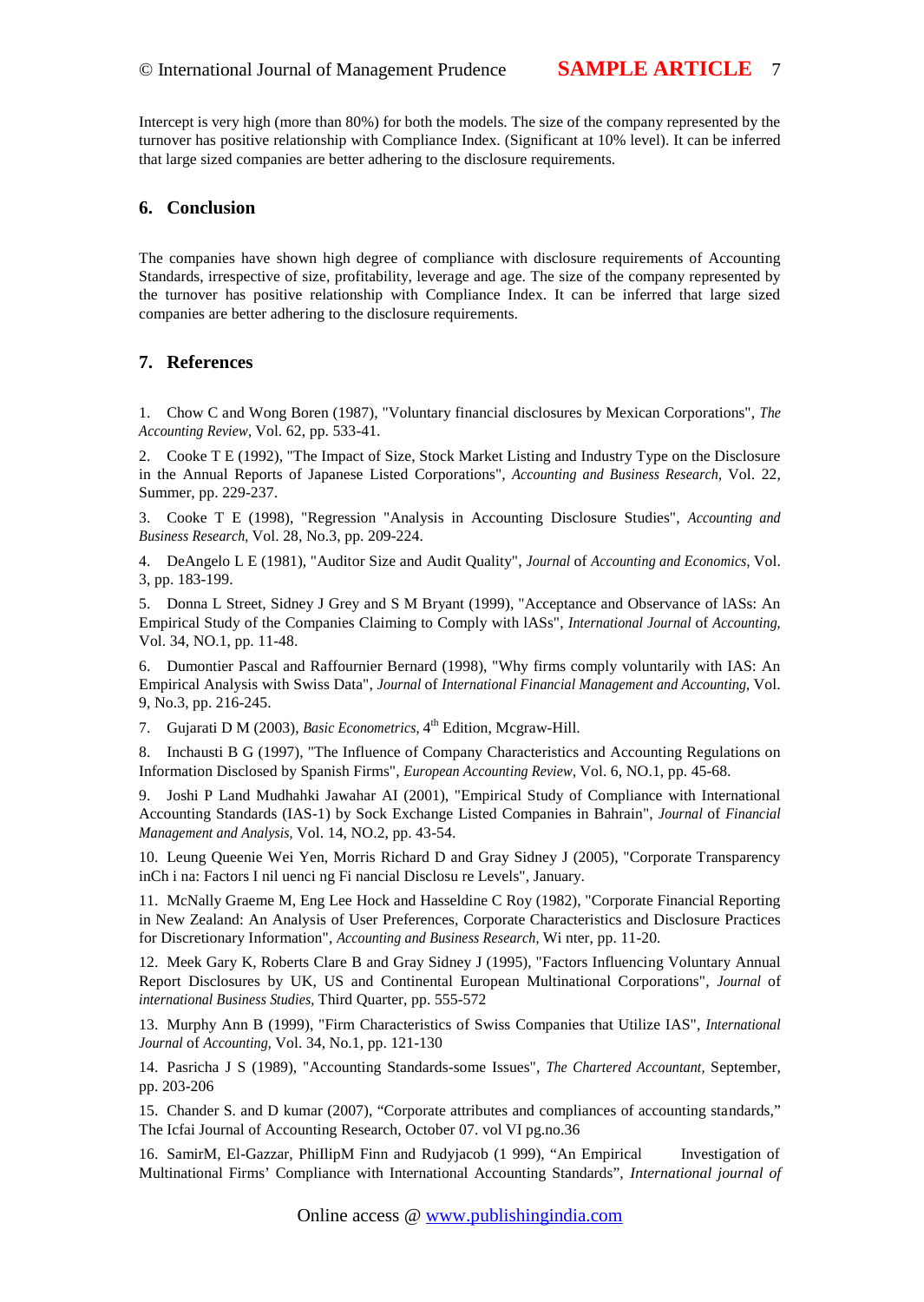Intercept is very high (more than 80%) for both the models. The size of the company represented by the turnover has positive relationship with Compliance Index. (Significant at 10% level). It can be inferred that large sized companies are better adhering to the disclosure requirements.

## 6. Conclusion

The companies have shown high degree of compliance with disclosure requirements of Accounting Standards, irrespective of size, profitability, leverage and age. The size of the company represented by the turnover has positive relationship with Compliance Index. It can be inferred that large sized companies are better adhering to the disclosure requirements.

## 7. References

1. Chow C and Wong Boren (1987), "Voluntary financial disclosures by Mexican Corporations", *The Accounting Review*, Vol. 62, pp. 533-41.

2. Cooke T E (1992), "The Impact of Size, Stock Market Listing and Industry Type on the Disclosure in the Annual Reports of Japanese Listed Corporations", *Accounting and Business Research*, Vol. 22, Summer, pp. 229-237.

3. Cooke T E (1998), "Regression "Analysis in Accounting Disclosure Studies", *Accounting and Business Research*, Vol. 28, No.3, pp. 209-224.

4. DeAngelo L E (1981), "Auditor Size and Audit Quality", *Journal* of *Accounting and Economics*, Vol. 3, pp. 183-199.

5. Donna L Street, Sidney J Grey and S M Bryant (1999), "Acceptance and Observance of lASs: An Empirical Study of the Companies Claiming to Comply with lASs", *International Journal* of *Accounting*, Vol. 34, NO.1, pp. 11-48.

6. Dumontier Pascal and Raffournier Bernard (1998), "Why firms comply voluntarily with IAS: An Empirical Analysis with Swiss Data", *Journal* of *International Financial Management and Accounting*, Vol. 9, No.3, pp. 216-245.

7. Gujarati D M (2003), *Basic Econometrics*, 4th Edition, Mcgraw-Hill.

8. Inchausti B G (1997), "The Influence of Company Characteristics and Accounting Regulations on Information Disclosed by Spanish Firms", *European Accounting Review*, Vol. 6, NO.1, pp. 45-68.

9. Joshi P Land Mudhahki Jawahar AI (2001), "Empirical Study of Compliance with International Accounting Standards (IAS-1) by Sock Exchange Listed Companies in Bahrain", *Journal* of *Financial Management and Analysis*, Vol. 14, NO.2, pp. 43-54.

10. Leung Queenie Wei Yen, Morris Richard D and Gray Sidney J (2005), "Corporate Transparency inCh i na: Factors I nil uenci ng Fi nancial Disclosu re Levels", January.

11. McNally Graeme M, Eng Lee Hock and Hasseldine C Roy (1982), "Corporate Financial Reporting in New Zealand: An Analysis of User Preferences, Corporate Characteristics and Disclosure Practices for Discretionary Information", *Accounting and Business Research*, Wi nter, pp. 11-20.

12. Meek Gary K, Roberts Clare B and Gray Sidney J (1995), "Factors Influencing Voluntary Annual Report Disclosures by UK, US and Continental European Multinational Corporations", *Journal* of *international Business Studies*, Third Quarter, pp. 555-572

13. Murphy Ann B (1999), "Firm Characteristics of Swiss Companies that Utilize IAS", *International Journal* of *Accounting*, Vol. 34, No.1, pp. 121-130

14. Pasricha J S (1989), "Accounting Standards-some Issues", *The Chartered Accountant*, September, pp. 203-206

15. Chander S. and D kumar (2007), "Corporate attributes and compliances of accounting standards," The Icfai Journal of Accounting Research, October 07. vol VI pg.no.36

16. SamirM, El-Gazzar, PhilIipM Finn and Rudyjacob (1 999), "An Empirical Investigation of Multinational Firms' Compliance with International Accounting Standards", *International journal of*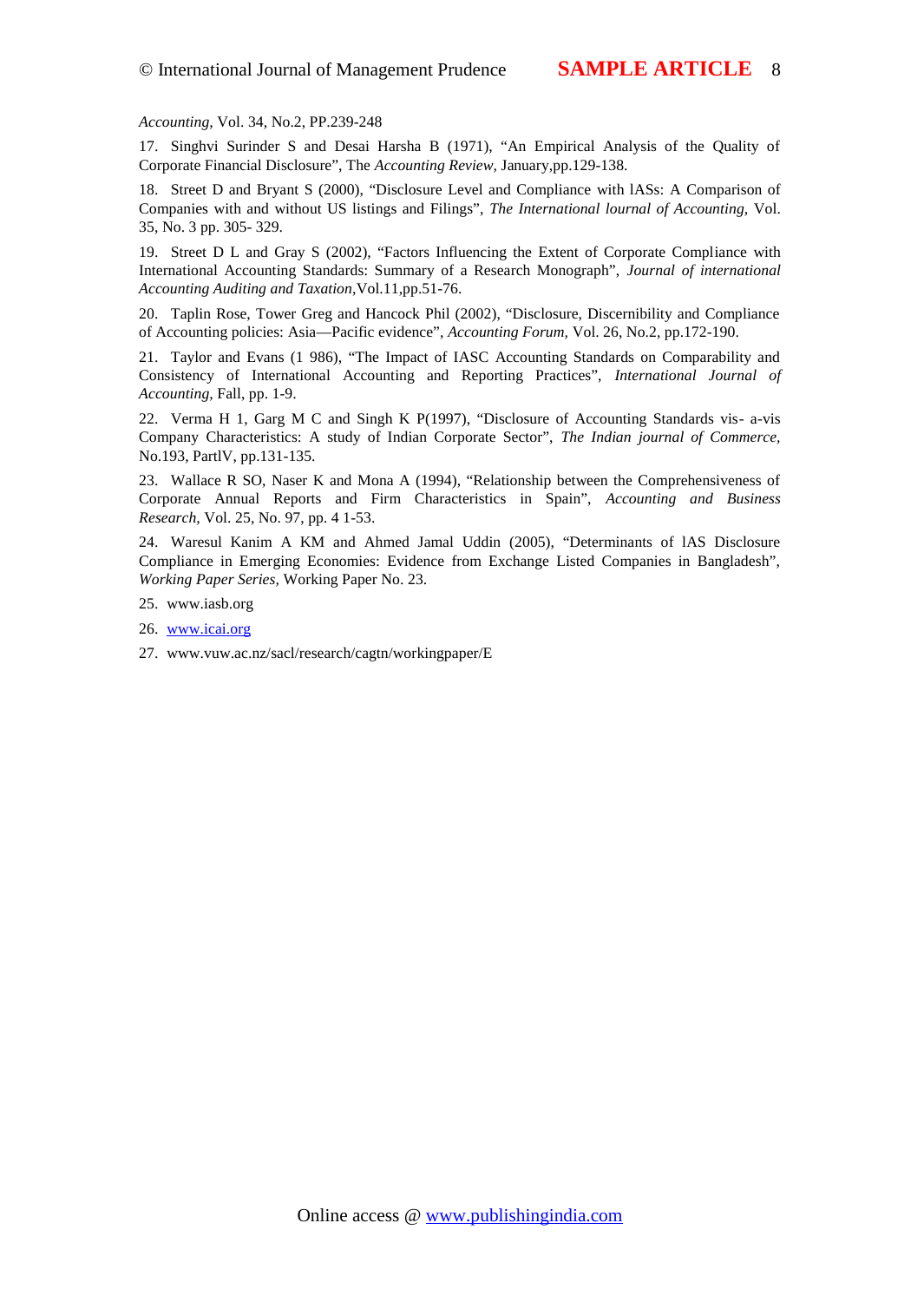*Accounting*, Vol. 34, No.2, PP.239-248

17. Singhvi Surinder S and Desai Harsha B (1971), "An Empirical Analysis of the Quality of Corporate Financial Disclosure", The *Accounting Review*, January,pp.129-138.

18. Street D and Bryant S (2000), "Disclosure Level and Compliance with lASs: A Comparison of Companies with and without US listings and Filings", *The International lournal of Accounting*, Vol. 35, No. 3 pp. 305- 329.

19. Street D L and Gray S (2002), "Factors Influencing the Extent of Corporate Compliance with International Accounting Standards: Summary of a Research Monograph", *Journal of international Accounting Auditing and Taxation*,Vol.11,pp.51-76.

20. Taplin Rose, Tower Greg and Hancock Phil (2002), "Disclosure, Discernibility and Compliance of Accounting policies: Asia—Pacific evidence", *Accounting Forum*, Vol. 26, No.2, pp.172-190.

21. Taylor and Evans (1 986), "The Impact of IASC Accounting Standards on Comparability and Consistency of International Accounting and Reporting Practices", *International Journal of Accounting*, Fall, pp. 1-9.

22. Verma H 1, Garg M C and Singh K P(1997), "Disclosure of Accounting Standards vis- a-vis Company Characteristics: A study of Indian Corporate Sector", *The Indian journal of Commerce*, No.193, PartlV, pp.131-135.

23. Wallace R SO, Naser K and Mona A (1994), "Relationship between the Comprehensiveness of Corporate Annual Reports and Firm Characteristics in Spain", *Accounting and Business Research*, Vol. 25, No. 97, pp. 4 1-53.

24. Waresul Kanim A KM and Ahmed Jamal Uddin (2005), "Determinants of lAS Disclosure Compliance in Emerging Economies: Evidence from Exchange Listed Companies in Bangladesh", *Working Paper Series*, Working Paper No. 23.

25. www.iasb.org

26. www.icai.org

27. www.vuw.ac.nz/sacl/research/cagtn/workingpaper/E